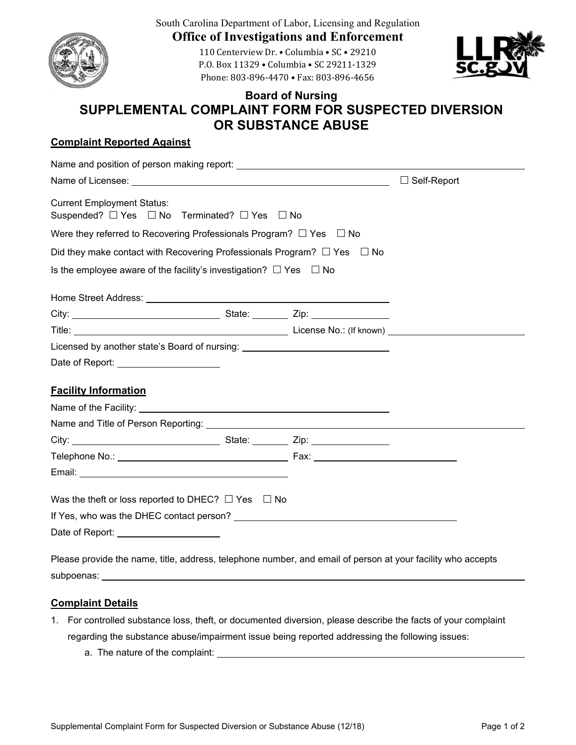South Carolina Department of Labor, Licensing and Regulation

**Office of Investigations and Enforcement**

110 Centerview Dr. • Columbia • SC • 29210
P.O. Box 11329 • Columbia • SC 29211-1329
Phone: 803-896-4470 • Fax: 803-896-4656

## Board of Nursing

# SUPPLEMENTAL COMPLAINT FORM FOR SUSPECTED DIVERSION OR SUBSTANCE ABUSE

### Complaint Reported Against

Name and position of person making report: ______________________________

Name of Licensee: ______________________________ ☐ Self-Report

Current Employment Status:
Suspended? ☐ Yes ☐ No Terminated? ☐ Yes ☐ No

Were they referred to Recovering Professionals Program? ☐ Yes ☐ No

Did they make contact with Recovering Professionals Program? ☐ Yes ☐ No

Is the employee aware of the facility's investigation? ☐ Yes ☐ No

Home Street Address: ______________________________

City: ____________________ State: ________ Zip: ____________

Title: ______________________________ License No.: (If known) ____________________

Licensed by another state's Board of nursing: ______________________________

Date of Report: ____________________

### Facility Information

Name of the Facility: ______________________________

Name and Title of Person Reporting: ______________________________

City: ____________________ State: ________ Zip: ____________

Telephone No.: ____________________ Fax: ____________________

Email: ______________________________

Was the theft or loss reported to DHEC? ☐ Yes ☐ No

If Yes, who was the DHEC contact person? ______________________________

Date of Report: ____________________

Please provide the name, title, address, telephone number, and email of person at your facility who accepts subpoenas: ______________________________

### Complaint Details

1. For controlled substance loss, theft, or documented diversion, please describe the facts of your complaint regarding the substance abuse/impairment issue being reported addressing the following issues:
   a. The nature of the complaint: ______________________________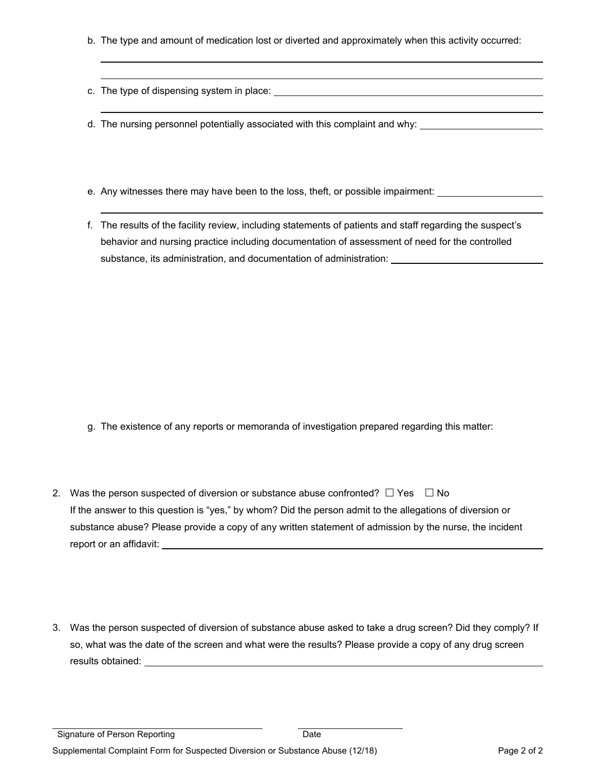b. The type and amount of medication lost or diverted and approximately when this activity occurred: \_\_\_\_\_\_\_\_\_\_\_\_\_\_\_\_\_\_\_\_\_\_\_\_\_\_\_\_\_\_\_\_\_\_\_\_\_\_\_\_

c. The type of dispensing system in place: \_\_\_\_\_\_\_\_\_\_\_\_\_\_\_\_\_\_\_\_\_\_\_\_\_\_\_\_\_\_\_\_\_\_\_\_\_\_\_\_

d. The nursing personnel potentially associated with this complaint and why: \_\_\_\_\_\_\_\_\_\_\_\_\_\_\_\_\_\_\_\_

e. Any witnesses there may have been to the loss, theft, or possible impairment: \_\_\_\_\_\_\_\_\_\_\_\_\_\_\_\_\_\_\_\_

f. The results of the facility review, including statements of patients and staff regarding the suspect's behavior and nursing practice including documentation of assessment of need for the controlled substance, its administration, and documentation of administration: \_\_\_\_\_\_\_\_\_\_\_\_\_\_\_\_\_\_\_\_

g. The existence of any reports or memoranda of investigation prepared regarding this matter:

2. Was the person suspected of diversion or substance abuse confronted? ☐ Yes ☐ No
   If the answer to this question is "yes," by whom? Did the person admit to the allegations of diversion or substance abuse? Please provide a copy of any written statement of admission by the nurse, the incident report or an affidavit: \_\_\_\_\_\_\_\_\_\_\_\_\_\_\_\_\_\_\_\_\_\_\_\_\_\_\_\_\_\_\_\_\_\_\_\_\_\_\_\_

3. Was the person suspected of diversion of substance abuse asked to take a drug screen? Did they comply? If so, what was the date of the screen and what were the results? Please provide a copy of any drug screen results obtained: \_\_\_\_\_\_\_\_\_\_\_\_\_\_\_\_\_\_\_\_\_\_\_\_\_\_\_\_\_\_\_\_\_\_\_\_\_\_\_\_

\_\_\_\_\_\_\_\_\_\_\_\_\_\_\_\_\_\_\_\_\_\_\_\_\_\_\_\_\_\_\_\_\_\_\_\_ \_\_\_\_\_\_\_\_\_\_\_\_\_\_\_\_\_\_\_\_
Signature of Person Reporting Date

Supplemental Complaint Form for Suspected Diversion or Substance Abuse (12/18)